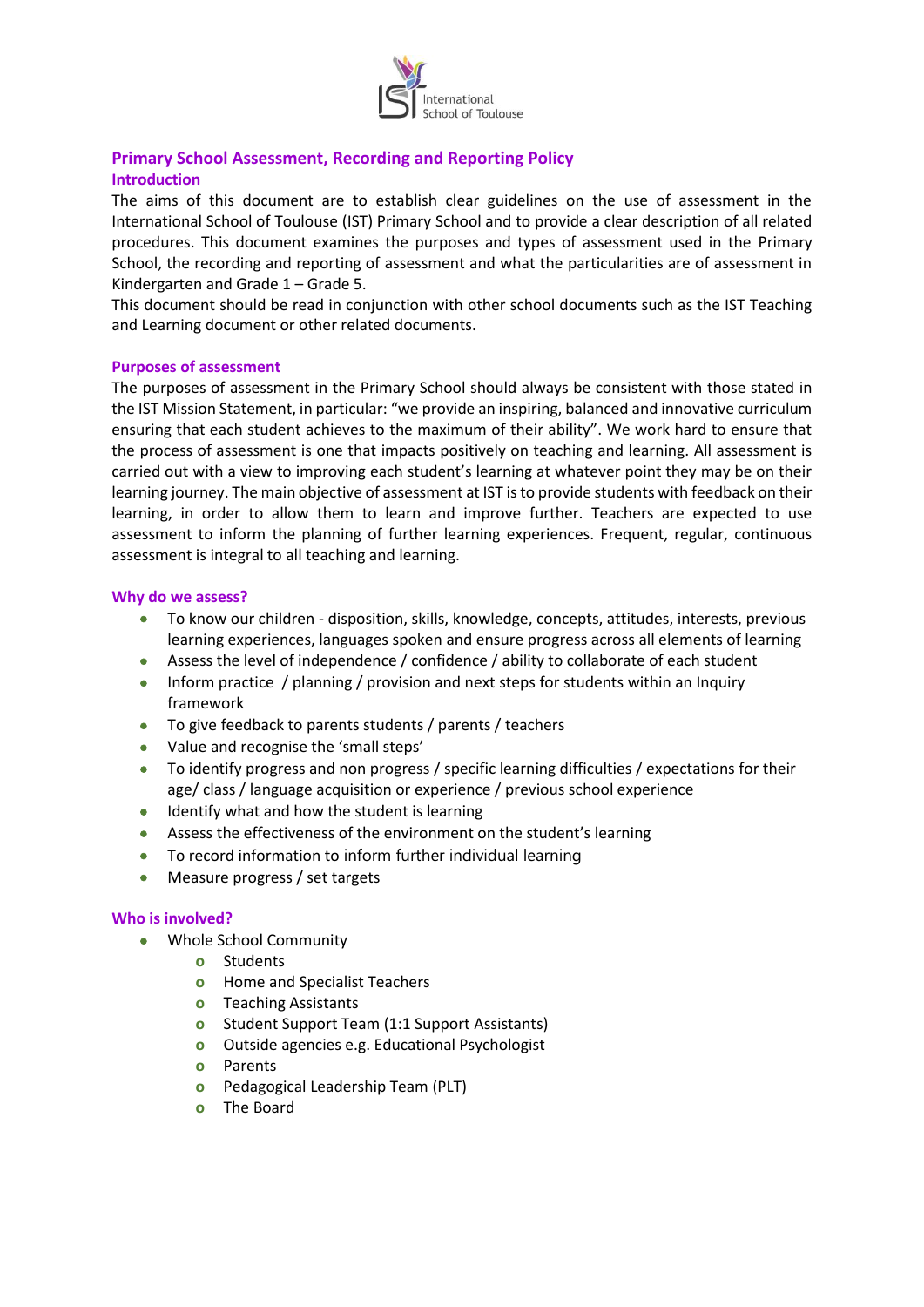International School of Toulouse

## Primary School Assessment, Recording and Reporting Policy

### Introduction

The aims of this document are to establish clear guidelines on the use of assessment in the International School of Toulouse (IST) Primary School and to provide a clear description of all related procedures. This document examines the purposes and types of assessment used in the Primary School, the recording and reporting of assessment and what the particularities are of assessment in Kindergarten and Grade 1 – Grade 5.

This document should be read in conjunction with other school documents such as the IST Teaching and Learning document or other related documents.

### Purposes of assessment

The purposes of assessment in the Primary School should always be consistent with those stated in the IST Mission Statement, in particular: "we provide an inspiring, balanced and innovative curriculum ensuring that each student achieves to the maximum of their ability". We work hard to ensure that the process of assessment is one that impacts positively on teaching and learning. All assessment is carried out with a view to improving each student's learning at whatever point they may be on their learning journey. The main objective of assessment at IST is to provide students with feedback on their learning, in order to allow them to learn and improve further. Teachers are expected to use assessment to inform the planning of further learning experiences. Frequent, regular, continuous assessment is integral to all teaching and learning.

### Why do we assess?

- To know our children - disposition, skills, knowledge, concepts, attitudes, interests, previous learning experiences, languages spoken and ensure progress across all elements of learning
- Assess the level of independence / confidence / ability to collaborate of each student
- Inform practice / planning / provision and next steps for students within an Inquiry framework
- To give feedback to parents students / parents / teachers
- Value and recognise the 'small steps'
- To identify progress and non progress / specific learning difficulties / expectations for their age/ class / language acquisition or experience / previous school experience
- Identify what and how the student is learning
- Assess the effectiveness of the environment on the student's learning
- To record information to inform further individual learning
- Measure progress / set targets

### Who is involved?

- Whole School Community
  - Students
  - Home and Specialist Teachers
  - Teaching Assistants
  - Student Support Team (1:1 Support Assistants)
  - Outside agencies e.g. Educational Psychologist
  - Parents
  - Pedagogical Leadership Team (PLT)
  - The Board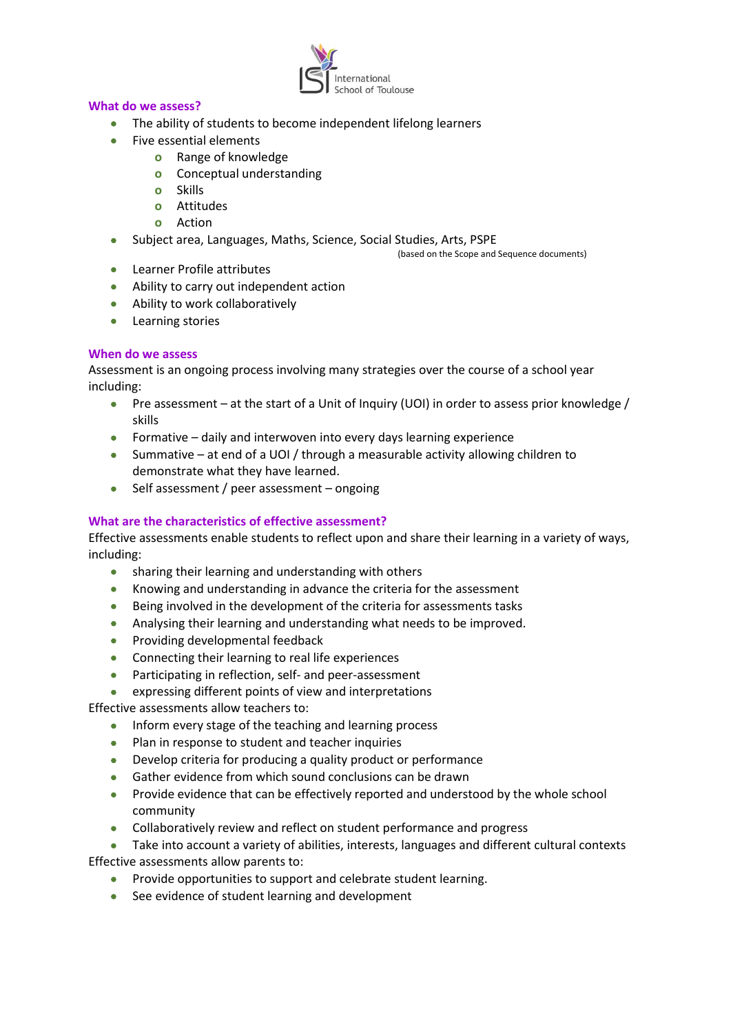### What do we assess?

- The ability of students to become independent lifelong learners
- Five essential elements
  - Range of knowledge
  - Conceptual understanding
  - Skills
  - Attitudes
  - Action
- Subject area, Languages, Maths, Science, Social Studies, Arts, PSPE
  (based on the Scope and Sequence documents)
- Learner Profile attributes
- Ability to carry out independent action
- Ability to work collaboratively
- Learning stories

### When do we assess

Assessment is an ongoing process involving many strategies over the course of a school year including:

- Pre assessment – at the start of a Unit of Inquiry (UOI) in order to assess prior knowledge / skills
- Formative – daily and interwoven into every days learning experience
- Summative – at end of a UOI / through a measurable activity allowing children to demonstrate what they have learned.
- Self assessment / peer assessment – ongoing

### What are the characteristics of effective assessment?

Effective assessments enable students to reflect upon and share their learning in a variety of ways, including:

- sharing their learning and understanding with others
- Knowing and understanding in advance the criteria for the assessment
- Being involved in the development of the criteria for assessments tasks
- Analysing their learning and understanding what needs to be improved.
- Providing developmental feedback
- Connecting their learning to real life experiences
- Participating in reflection, self- and peer-assessment
- expressing different points of view and interpretations

Effective assessments allow teachers to:

- Inform every stage of the teaching and learning process
- Plan in response to student and teacher inquiries
- Develop criteria for producing a quality product or performance
- Gather evidence from which sound conclusions can be drawn
- Provide evidence that can be effectively reported and understood by the whole school community
- Collaboratively review and reflect on student performance and progress
- Take into account a variety of abilities, interests, languages and different cultural contexts

Effective assessments allow parents to:

- Provide opportunities to support and celebrate student learning.
- See evidence of student learning and development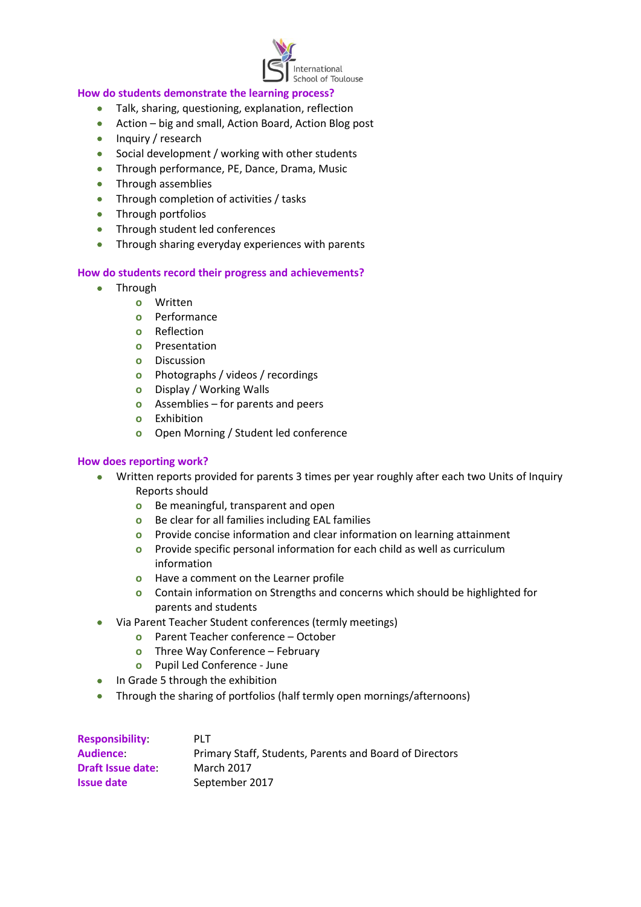### How do students demonstrate the learning process?

- Talk, sharing, questioning, explanation, reflection
- Action – big and small, Action Board, Action Blog post
- Inquiry / research
- Social development / working with other students
- Through performance, PE, Dance, Drama, Music
- Through assemblies
- Through completion of activities / tasks
- Through portfolios
- Through student led conferences
- Through sharing everyday experiences with parents

### How do students record their progress and achievements?

- Through
  - Written
  - Performance
  - Reflection
  - Presentation
  - Discussion
  - Photographs / videos / recordings
  - Display / Working Walls
  - Assemblies – for parents and peers
  - Exhibition
  - Open Morning / Student led conference

### How does reporting work?

- Written reports provided for parents 3 times per year roughly after each two Units of Inquiry
  Reports should
  - Be meaningful, transparent and open
  - Be clear for all families including EAL families
  - Provide concise information and clear information on learning attainment
  - Provide specific personal information for each child as well as curriculum information
  - Have a comment on the Learner profile
  - Contain information on Strengths and concerns which should be highlighted for parents and students
- Via Parent Teacher Student conferences (termly meetings)
  - Parent Teacher conference – October
  - Three Way Conference – February
  - Pupil Led Conference - June
- In Grade 5 through the exhibition
- Through the sharing of portfolios (half termly open mornings/afternoons)

**Responsibility**: PLT
**Audience**: Primary Staff, Students, Parents and Board of Directors
**Draft Issue date**: March 2017
**Issue date** September 2017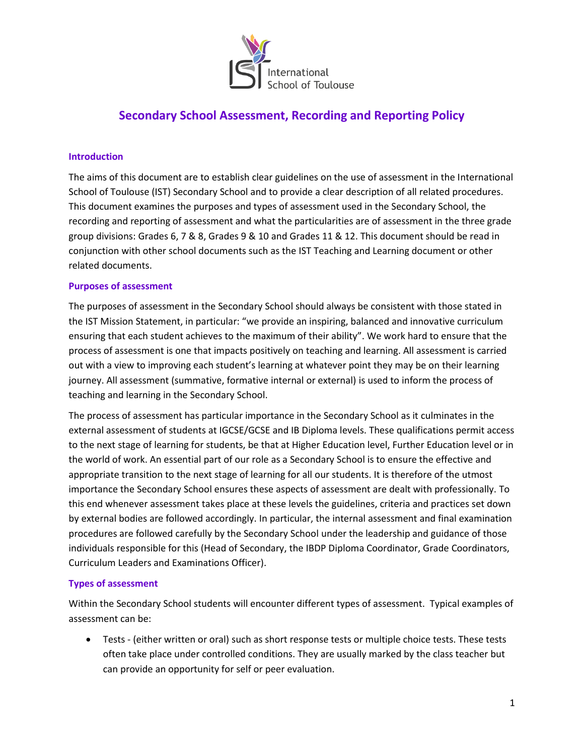# Secondary School Assessment, Recording and Reporting Policy

## Introduction

The aims of this document are to establish clear guidelines on the use of assessment in the International School of Toulouse (IST) Secondary School and to provide a clear description of all related procedures. This document examines the purposes and types of assessment used in the Secondary School, the recording and reporting of assessment and what the particularities are of assessment in the three grade group divisions: Grades 6, 7 & 8, Grades 9 & 10 and Grades 11 & 12. This document should be read in conjunction with other school documents such as the IST Teaching and Learning document or other related documents.

## Purposes of assessment

The purposes of assessment in the Secondary School should always be consistent with those stated in the IST Mission Statement, in particular: "we provide an inspiring, balanced and innovative curriculum ensuring that each student achieves to the maximum of their ability". We work hard to ensure that the process of assessment is one that impacts positively on teaching and learning. All assessment is carried out with a view to improving each student's learning at whatever point they may be on their learning journey. All assessment (summative, formative internal or external) is used to inform the process of teaching and learning in the Secondary School.

The process of assessment has particular importance in the Secondary School as it culminates in the external assessment of students at IGCSE/GCSE and IB Diploma levels. These qualifications permit access to the next stage of learning for students, be that at Higher Education level, Further Education level or in the world of work. An essential part of our role as a Secondary School is to ensure the effective and appropriate transition to the next stage of learning for all our students. It is therefore of the utmost importance the Secondary School ensures these aspects of assessment are dealt with professionally. To this end whenever assessment takes place at these levels the guidelines, criteria and practices set down by external bodies are followed accordingly. In particular, the internal assessment and final examination procedures are followed carefully by the Secondary School under the leadership and guidance of those individuals responsible for this (Head of Secondary, the IBDP Diploma Coordinator, Grade Coordinators, Curriculum Leaders and Examinations Officer).

## Types of assessment

Within the Secondary School students will encounter different types of assessment. Typical examples of assessment can be:

- Tests - (either written or oral) such as short response tests or multiple choice tests. These tests often take place under controlled conditions. They are usually marked by the class teacher but can provide an opportunity for self or peer evaluation.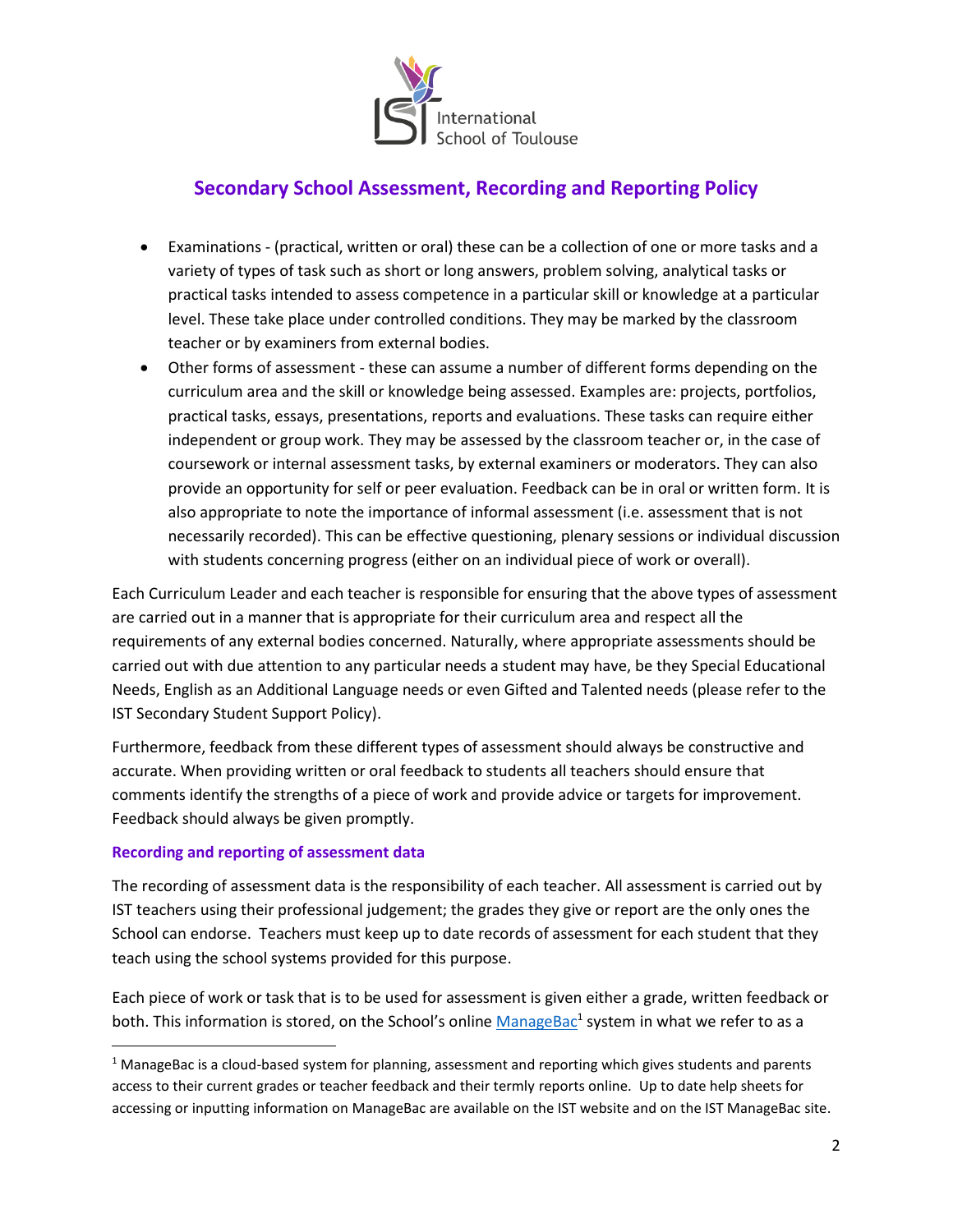- Examinations - (practical, written or oral) these can be a collection of one or more tasks and a variety of types of task such as short or long answers, problem solving, analytical tasks or practical tasks intended to assess competence in a particular skill or knowledge at a particular level. These take place under controlled conditions. They may be marked by the classroom teacher or by examiners from external bodies.
- Other forms of assessment - these can assume a number of different forms depending on the curriculum area and the skill or knowledge being assessed. Examples are: projects, portfolios, practical tasks, essays, presentations, reports and evaluations. These tasks can require either independent or group work. They may be assessed by the classroom teacher or, in the case of coursework or internal assessment tasks, by external examiners or moderators. They can also provide an opportunity for self or peer evaluation. Feedback can be in oral or written form. It is also appropriate to note the importance of informal assessment (i.e. assessment that is not necessarily recorded). This can be effective questioning, plenary sessions or individual discussion with students concerning progress (either on an individual piece of work or overall).

Each Curriculum Leader and each teacher is responsible for ensuring that the above types of assessment are carried out in a manner that is appropriate for their curriculum area and respect all the requirements of any external bodies concerned. Naturally, where appropriate assessments should be carried out with due attention to any particular needs a student may have, be they Special Educational Needs, English as an Additional Language needs or even Gifted and Talented needs (please refer to the IST Secondary Student Support Policy).

Furthermore, feedback from these different types of assessment should always be constructive and accurate. When providing written or oral feedback to students all teachers should ensure that comments identify the strengths of a piece of work and provide advice or targets for improvement. Feedback should always be given promptly.

### Recording and reporting of assessment data

The recording of assessment data is the responsibility of each teacher. All assessment is carried out by IST teachers using their professional judgement; the grades they give or report are the only ones the School can endorse. Teachers must keep up to date records of assessment for each student that they teach using the school systems provided for this purpose.

Each piece of work or task that is to be used for assessment is given either a grade, written feedback or both. This information is stored, on the School's online ManageBac[1] system in what we refer to as a

[1] ManageBac is a cloud-based system for planning, assessment and reporting which gives students and parents access to their current grades or teacher feedback and their termly reports online. Up to date help sheets for accessing or inputting information on ManageBac are available on the IST website and on the IST ManageBac site.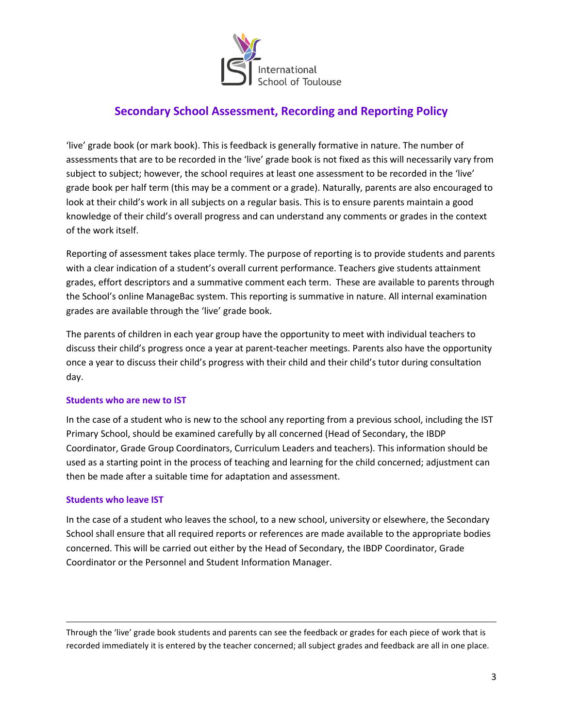'live' grade book (or mark book). This is feedback is generally formative in nature. The number of assessments that are to be recorded in the 'live' grade book is not fixed as this will necessarily vary from subject to subject; however, the school requires at least one assessment to be recorded in the 'live' grade book per half term (this may be a comment or a grade). Naturally, parents are also encouraged to look at their child's work in all subjects on a regular basis. This is to ensure parents maintain a good knowledge of their child's overall progress and can understand any comments or grades in the context of the work itself.

Reporting of assessment takes place termly. The purpose of reporting is to provide students and parents with a clear indication of a student's overall current performance. Teachers give students attainment grades, effort descriptors and a summative comment each term. These are available to parents through the School's online ManageBac system. This reporting is summative in nature. All internal examination grades are available through the 'live' grade book.

The parents of children in each year group have the opportunity to meet with individual teachers to discuss their child's progress once a year at parent-teacher meetings. Parents also have the opportunity once a year to discuss their child's progress with their child and their child's tutor during consultation day.

### Students who are new to IST

In the case of a student who is new to the school any reporting from a previous school, including the IST Primary School, should be examined carefully by all concerned (Head of Secondary, the IBDP Coordinator, Grade Group Coordinators, Curriculum Leaders and teachers). This information should be used as a starting point in the process of teaching and learning for the child concerned; adjustment can then be made after a suitable time for adaptation and assessment.

### Students who leave IST

In the case of a student who leaves the school, to a new school, university or elsewhere, the Secondary School shall ensure that all required reports or references are made available to the appropriate bodies concerned. This will be carried out either by the Head of Secondary, the IBDP Coordinator, Grade Coordinator or the Personnel and Student Information Manager.

---

Through the 'live' grade book students and parents can see the feedback or grades for each piece of work that is recorded immediately it is entered by the teacher concerned; all subject grades and feedback are all in one place.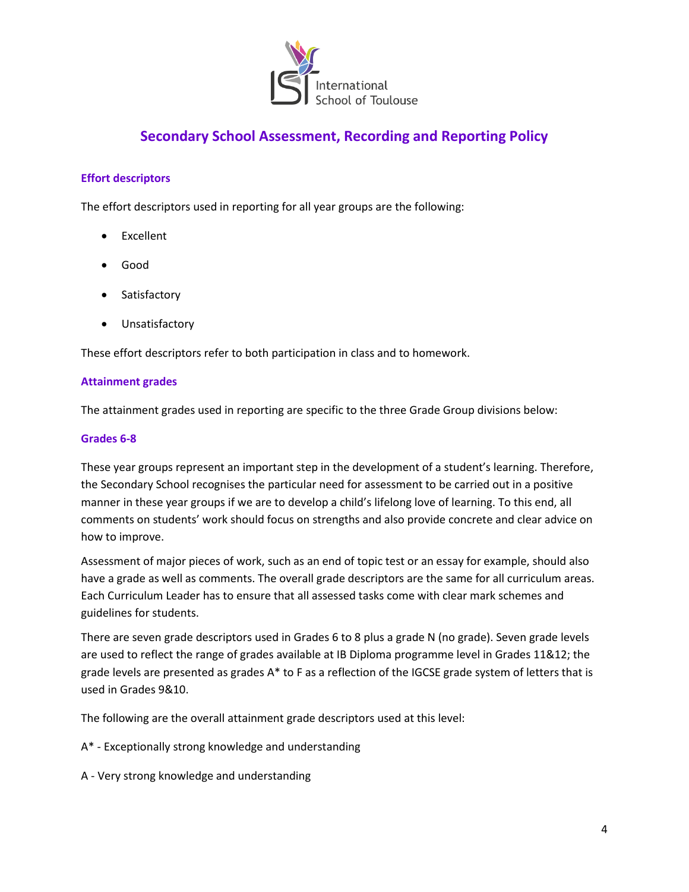# Secondary School Assessment, Recording and Reporting Policy

### Effort descriptors

The effort descriptors used in reporting for all year groups are the following:

- Excellent
- Good
- Satisfactory
- Unsatisfactory

These effort descriptors refer to both participation in class and to homework.

### Attainment grades

The attainment grades used in reporting are specific to the three Grade Group divisions below:

### Grades 6-8

These year groups represent an important step in the development of a student's learning. Therefore, the Secondary School recognises the particular need for assessment to be carried out in a positive manner in these year groups if we are to develop a child's lifelong love of learning. To this end, all comments on students' work should focus on strengths and also provide concrete and clear advice on how to improve.

Assessment of major pieces of work, such as an end of topic test or an essay for example, should also have a grade as well as comments. The overall grade descriptors are the same for all curriculum areas. Each Curriculum Leader has to ensure that all assessed tasks come with clear mark schemes and guidelines for students.

There are seven grade descriptors used in Grades 6 to 8 plus a grade N (no grade). Seven grade levels are used to reflect the range of grades available at IB Diploma programme level in Grades 11&12; the grade levels are presented as grades A* to F as a reflection of the IGCSE grade system of letters that is used in Grades 9&10.

The following are the overall attainment grade descriptors used at this level:

A* - Exceptionally strong knowledge and understanding

A - Very strong knowledge and understanding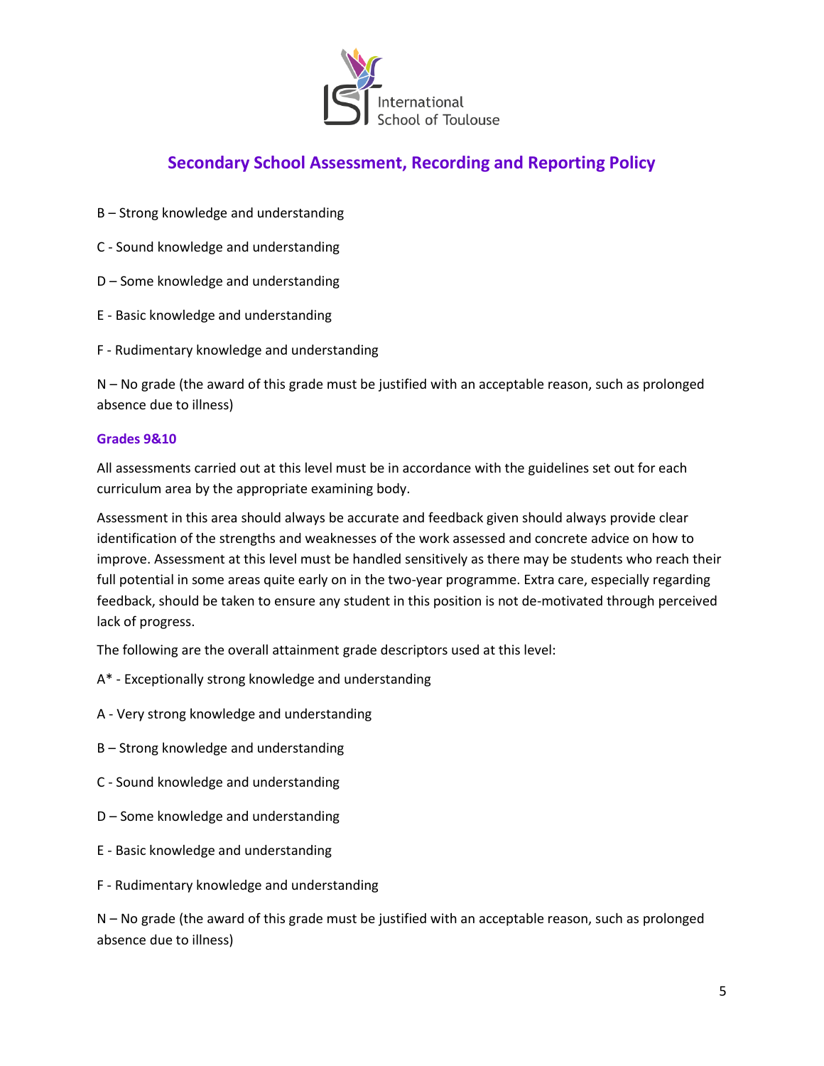B – Strong knowledge and understanding

C - Sound knowledge and understanding

D – Some knowledge and understanding

E - Basic knowledge and understanding

F - Rudimentary knowledge and understanding

N – No grade (the award of this grade must be justified with an acceptable reason, such as prolonged absence due to illness)

### Grades 9&10

All assessments carried out at this level must be in accordance with the guidelines set out for each curriculum area by the appropriate examining body.

Assessment in this area should always be accurate and feedback given should always provide clear identification of the strengths and weaknesses of the work assessed and concrete advice on how to improve. Assessment at this level must be handled sensitively as there may be students who reach their full potential in some areas quite early on in the two-year programme. Extra care, especially regarding feedback, should be taken to ensure any student in this position is not de-motivated through perceived lack of progress.

The following are the overall attainment grade descriptors used at this level:

A* - Exceptionally strong knowledge and understanding

A - Very strong knowledge and understanding

B – Strong knowledge and understanding

C - Sound knowledge and understanding

D – Some knowledge and understanding

E - Basic knowledge and understanding

F - Rudimentary knowledge and understanding

N – No grade (the award of this grade must be justified with an acceptable reason, such as prolonged absence due to illness)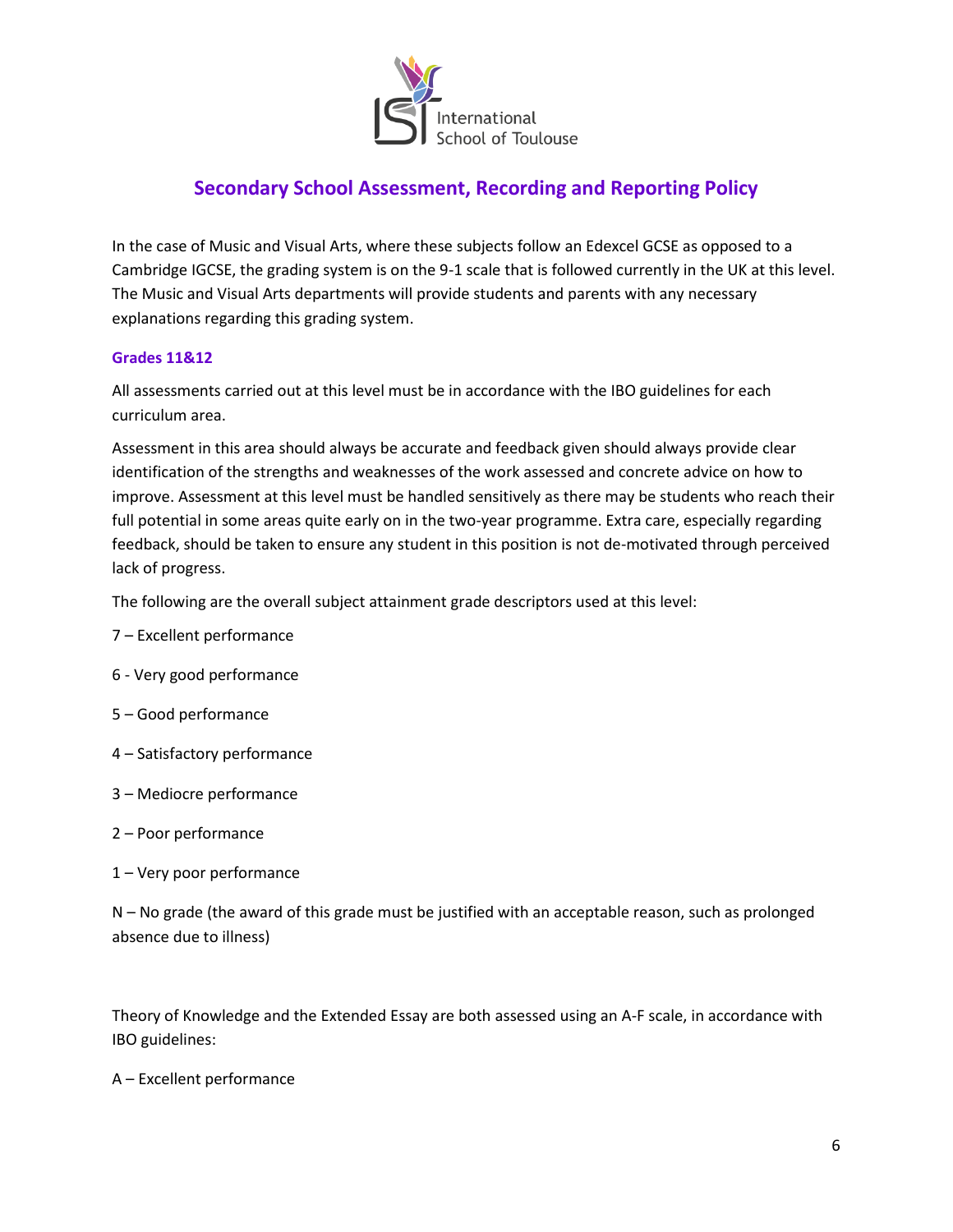# Secondary School Assessment, Recording and Reporting Policy

In the case of Music and Visual Arts, where these subjects follow an Edexcel GCSE as opposed to a Cambridge IGCSE, the grading system is on the 9-1 scale that is followed currently in the UK at this level. The Music and Visual Arts departments will provide students and parents with any necessary explanations regarding this grading system.

### Grades 11&12

All assessments carried out at this level must be in accordance with the IBO guidelines for each curriculum area.

Assessment in this area should always be accurate and feedback given should always provide clear identification of the strengths and weaknesses of the work assessed and concrete advice on how to improve. Assessment at this level must be handled sensitively as there may be students who reach their full potential in some areas quite early on in the two-year programme. Extra care, especially regarding feedback, should be taken to ensure any student in this position is not de-motivated through perceived lack of progress.

The following are the overall subject attainment grade descriptors used at this level:

7 – Excellent performance

6 - Very good performance

5 – Good performance

4 – Satisfactory performance

3 – Mediocre performance

2 – Poor performance

1 – Very poor performance

N – No grade (the award of this grade must be justified with an acceptable reason, such as prolonged absence due to illness)

Theory of Knowledge and the Extended Essay are both assessed using an A-F scale, in accordance with IBO guidelines:

A – Excellent performance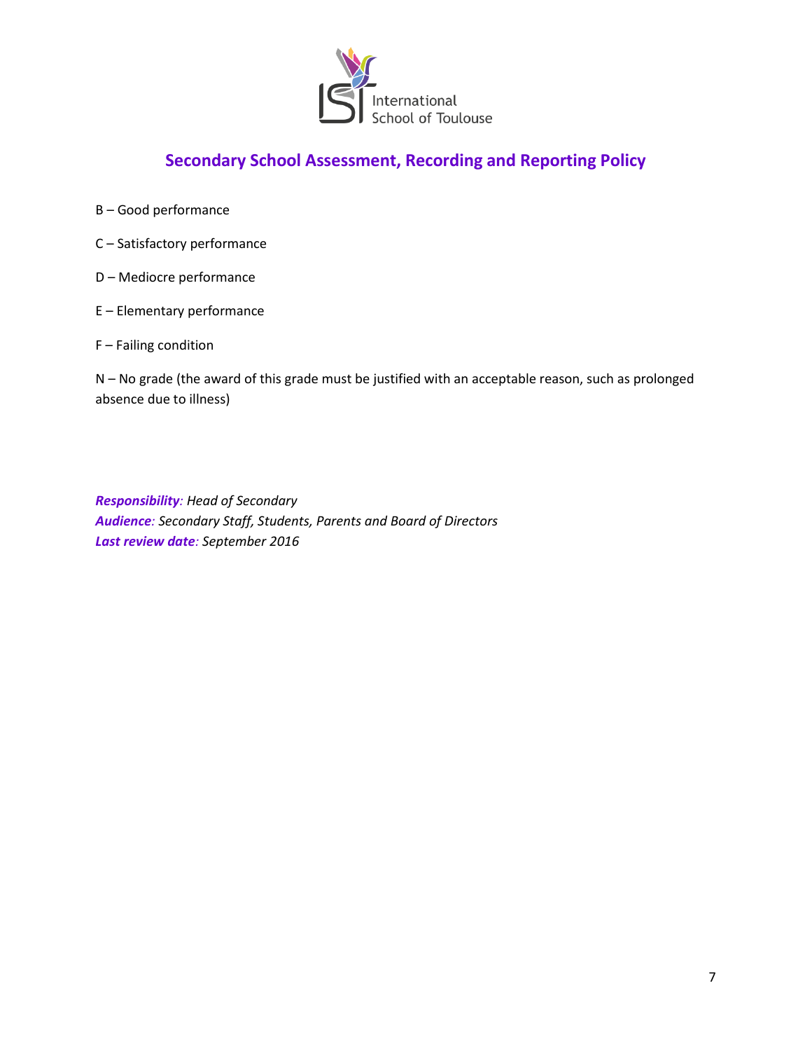# Secondary School Assessment, Recording and Reporting Policy

B – Good performance

C – Satisfactory performance

D – Mediocre performance

E – Elementary performance

F – Failing condition

N – No grade (the award of this grade must be justified with an acceptable reason, such as prolonged absence due to illness)

***Responsibility**: Head of Secondary*
***Audience**: Secondary Staff, Students, Parents and Board of Directors*
***Last review date**: September 2016*